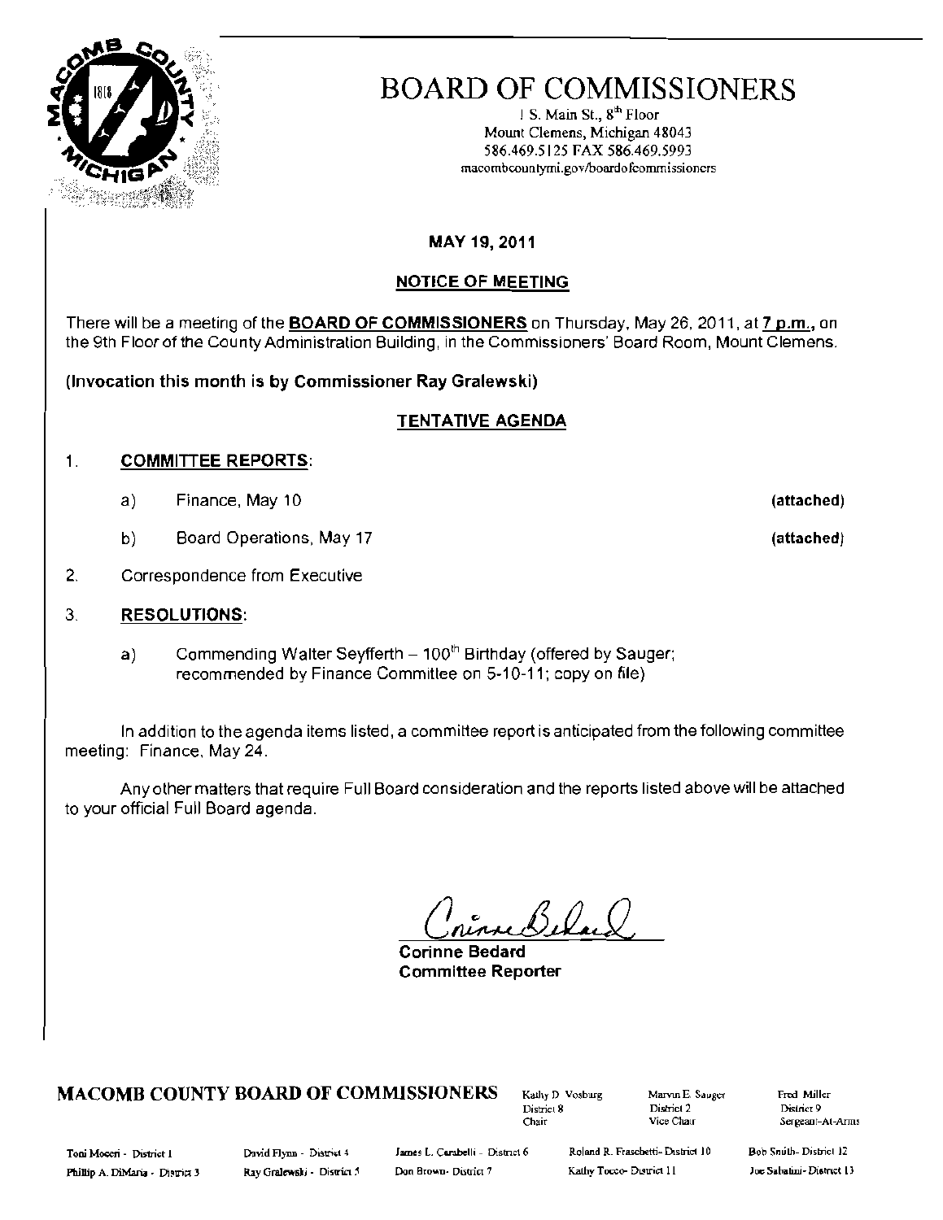# BOARD OF COMMISSIONERS

1 S. Main St., 8th Floor
Mount Clemens, Michigan 48043
586.469.5125 FAX 586.469.5993
macombcountymi.gov/boardofcommissioners

**MAY 19, 2011**

## NOTICE OF MEETING

There will be a meeting of the **BOARD OF COMMISSIONERS** on Thursday, May 26, 2011, at **7 p.m.**, on the 9th Floor of the County Administration Building, in the Commissioners' Board Room, Mount Clemens.

**(Invocation this month is by Commissioner Ray Gralewski)**

## TENTATIVE AGENDA

1. **COMMITTEE REPORTS**:
   a) Finance, May 10 **(attached)**
   b) Board Operations, May 17 **(attached)**
2. Correspondence from Executive
3. **RESOLUTIONS**:
   a) Commending Walter Seyfferth – 100th Birthday (offered by Sauger; recommended by Finance Committee on 5-10-11; copy on file)

In addition to the agenda items listed, a committee report is anticipated from the following committee meeting: Finance, May 24.

Any other matters that require Full Board consideration and the reports listed above will be attached to your official Full Board agenda.

Corinne Bedard
**Corinne Bedard**
**Committee Reporter**

**MACOMB COUNTY BOARD OF COMMISSIONERS**

Kathy D. Vosburg, District 8, Chair
Marvin E. Sauger, District 2, Vice Chair
Fred Miller, District 9, Sergeant-At-Arms

Toni Moceri - District 1
Phillip A. DiMaria - District 3
David Flynn - District 4
Ray Gralewski - District 5
James L. Carabelli - District 6
Don Brown - District 7
Roland R. Fraschetti - District 10
Kathy Tocco - District 11
Bob Smith - District 12
Joe Sabatini - District 13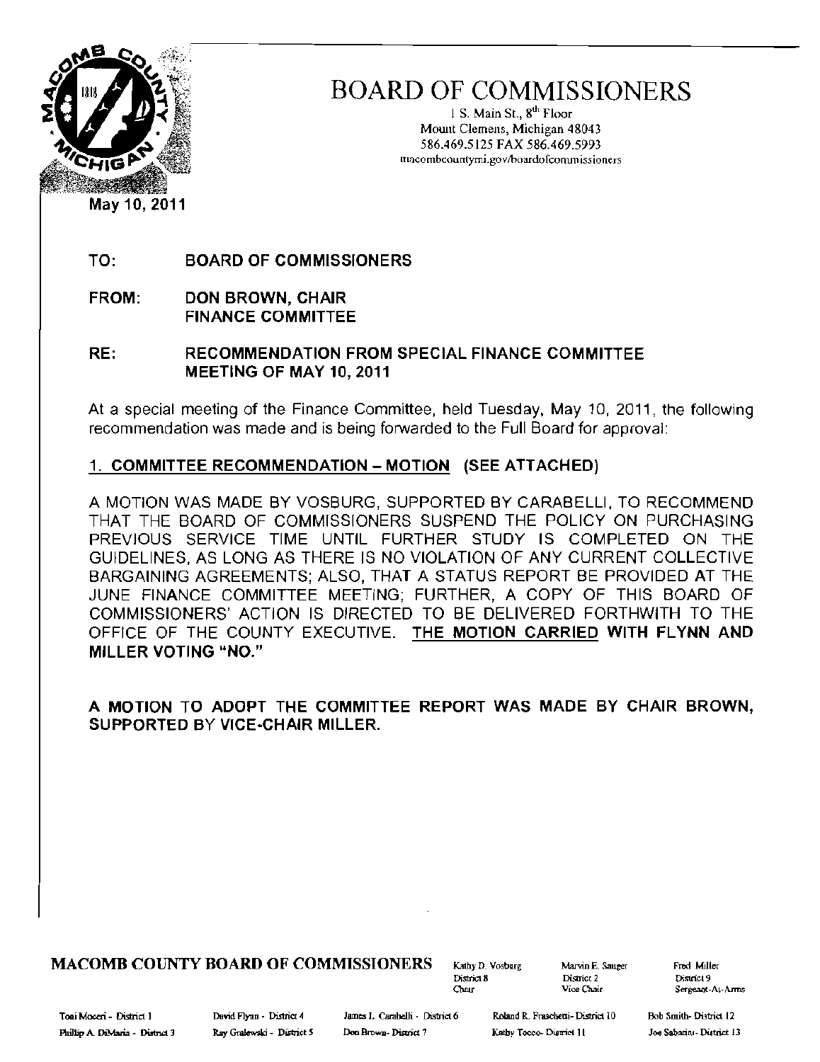# BOARD OF COMMISSIONERS

1 S. Main St., 8th Floor
Mount Clemens, Michigan 48043
586.469.5125 FAX 586.469.5993
macombcountymi.gov/boardofcommissioners

May 10, 2011

**TO:** BOARD OF COMMISSIONERS

**FROM:** DON BROWN, CHAIR
FINANCE COMMITTEE

**RE:** RECOMMENDATION FROM SPECIAL FINANCE COMMITTEE MEETING OF MAY 10, 2011

At a special meeting of the Finance Committee, held Tuesday, May 10, 2011, the following recommendation was made and is being forwarded to the Full Board for approval:

**1. COMMITTEE RECOMMENDATION – MOTION (SEE ATTACHED)**

A MOTION WAS MADE BY VOSBURG, SUPPORTED BY CARABELLI, TO RECOMMEND THAT THE BOARD OF COMMISSIONERS SUSPEND THE POLICY ON PURCHASING PREVIOUS SERVICE TIME UNTIL FURTHER STUDY IS COMPLETED ON THE GUIDELINES, AS LONG AS THERE IS NO VIOLATION OF ANY CURRENT COLLECTIVE BARGAINING AGREEMENTS; ALSO, THAT A STATUS REPORT BE PROVIDED AT THE JUNE FINANCE COMMITTEE MEETING; FURTHER, A COPY OF THIS BOARD OF COMMISSIONERS' ACTION IS DIRECTED TO BE DELIVERED FORTHWITH TO THE OFFICE OF THE COUNTY EXECUTIVE. **THE MOTION CARRIED WITH FLYNN AND MILLER VOTING "NO."**

**A MOTION TO ADOPT THE COMMITTEE REPORT WAS MADE BY CHAIR BROWN, SUPPORTED BY VICE-CHAIR MILLER.**

**MACOMB COUNTY BOARD OF COMMISSIONERS**

Kathy D. Vosburg, District 8, Chair — Marvin E. Sauger, District 2, Vice Chair — Fred Miller, District 9, Sergeant-At-Arms

Toni Moceri - District 1, Phillip A. DiMaria - District 3, David Flynn - District 4, Ray Gralewski - District 5, James L. Carabelli - District 6, Don Brown - District 7, Roland R. Fraschetti - District 10, Kathy Tocco - District 11, Bob Smith - District 12, Joe Sabatini - District 13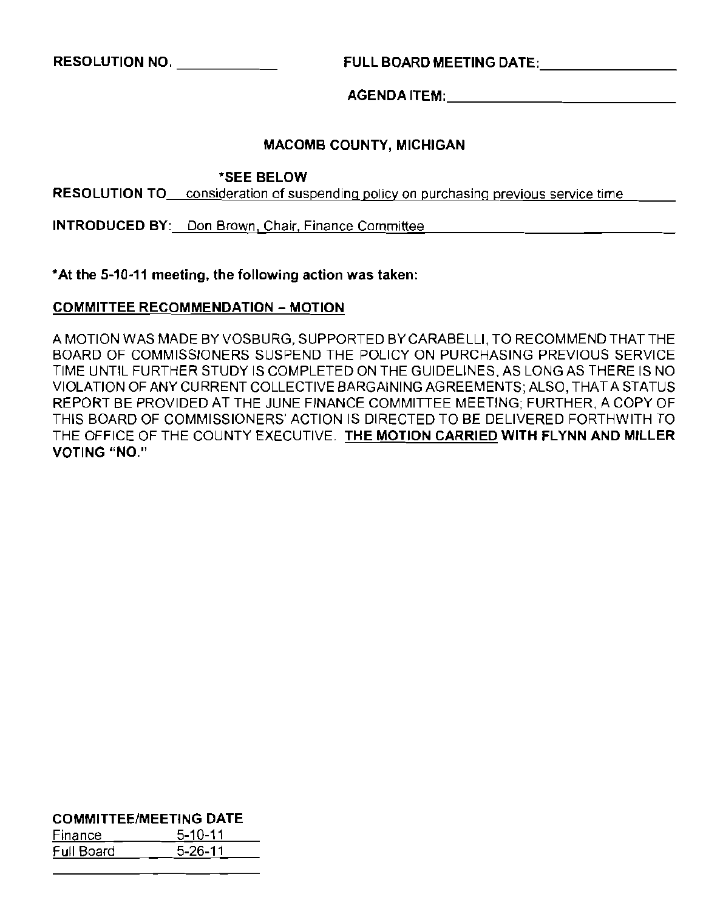RESOLUTION NO. ____________ FULL BOARD MEETING DATE: ________________

AGENDA ITEM: ______________________________

**MACOMB COUNTY, MICHIGAN**

**\*SEE BELOW**

**RESOLUTION TO** consideration of suspending policy on purchasing previous service time

**INTRODUCED BY:** Don Brown, Chair, Finance Committee

**\*At the 5-10-11 meeting, the following action was taken:**

**COMMITTEE RECOMMENDATION – MOTION**

A MOTION WAS MADE BY VOSBURG, SUPPORTED BY CARABELLI, TO RECOMMEND THAT THE BOARD OF COMMISSIONERS SUSPEND THE POLICY ON PURCHASING PREVIOUS SERVICE TIME UNTIL FURTHER STUDY IS COMPLETED ON THE GUIDELINES, AS LONG AS THERE IS NO VIOLATION OF ANY CURRENT COLLECTIVE BARGAINING AGREEMENTS; ALSO, THAT A STATUS REPORT BE PROVIDED AT THE JUNE FINANCE COMMITTEE MEETING; FURTHER, A COPY OF THIS BOARD OF COMMISSIONERS' ACTION IS DIRECTED TO BE DELIVERED FORTHWITH TO THE OFFICE OF THE COUNTY EXECUTIVE. **THE MOTION CARRIED WITH FLYNN AND MILLER VOTING "NO."**

**COMMITTEE/MEETING DATE**

| | |
|---|---|
| Finance | 5-10-11 |
| Full Board | 5-26-11 |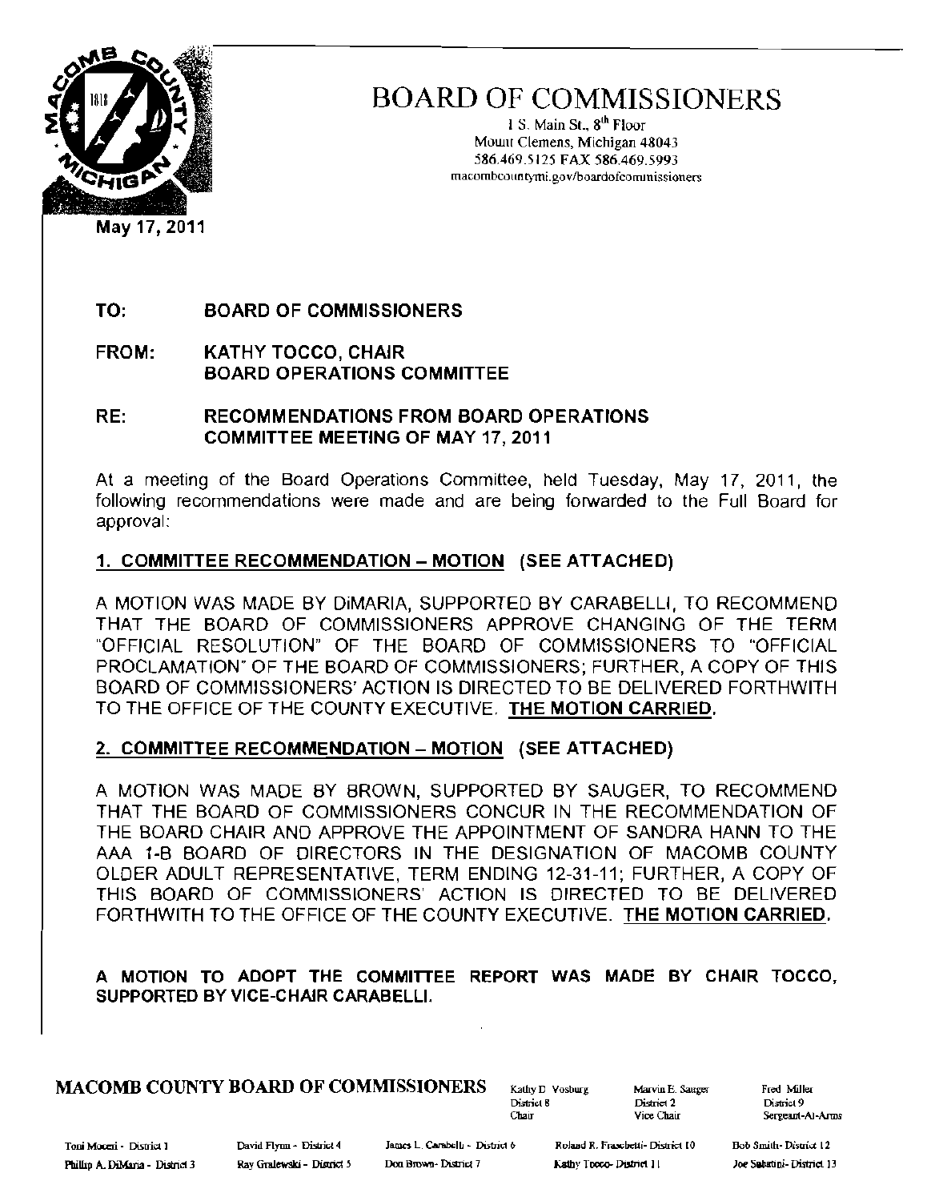# BOARD OF COMMISSIONERS

1 S. Main St., 8th Floor
Mount Clemens, Michigan 48043
586.469.5125 FAX 586.469.5993
macombcountymi.gov/boardofcommissioners

May 17, 2011

**TO:** **BOARD OF COMMISSIONERS**

**FROM:** **KATHY TOCCO, CHAIR**
**BOARD OPERATIONS COMMITTEE**

**RE:** **RECOMMENDATIONS FROM BOARD OPERATIONS COMMITTEE MEETING OF MAY 17, 2011**

At a meeting of the Board Operations Committee, held Tuesday, May 17, 2011, the following recommendations were made and are being forwarded to the Full Board for approval:

**1. COMMITTEE RECOMMENDATION – MOTION (SEE ATTACHED)**

A MOTION WAS MADE BY DiMARIA, SUPPORTED BY CARABELLI, TO RECOMMEND THAT THE BOARD OF COMMISSIONERS APPROVE CHANGING OF THE TERM "OFFICIAL RESOLUTION" OF THE BOARD OF COMMISSIONERS TO "OFFICIAL PROCLAMATION" OF THE BOARD OF COMMISSIONERS; FURTHER, A COPY OF THIS BOARD OF COMMISSIONERS' ACTION IS DIRECTED TO BE DELIVERED FORTHWITH TO THE OFFICE OF THE COUNTY EXECUTIVE. **THE MOTION CARRIED.**

**2. COMMITTEE RECOMMENDATION – MOTION (SEE ATTACHED)**

A MOTION WAS MADE BY BROWN, SUPPORTED BY SAUGER, TO RECOMMEND THAT THE BOARD OF COMMISSIONERS CONCUR IN THE RECOMMENDATION OF THE BOARD CHAIR AND APPROVE THE APPOINTMENT OF SANDRA HANN TO THE AAA 1-B BOARD OF DIRECTORS IN THE DESIGNATION OF MACOMB COUNTY OLDER ADULT REPRESENTATIVE, TERM ENDING 12-31-11; FURTHER, A COPY OF THIS BOARD OF COMMISSIONERS' ACTION IS DIRECTED TO BE DELIVERED FORTHWITH TO THE OFFICE OF THE COUNTY EXECUTIVE. **THE MOTION CARRIED.**

**A MOTION TO ADOPT THE COMMITTEE REPORT WAS MADE BY CHAIR TOCCO, SUPPORTED BY VICE-CHAIR CARABELLI.**

**MACOMB COUNTY BOARD OF COMMISSIONERS**

Kathy D. Vosburg, District 8, Chair
Marvin E. Sauger, District 2, Vice Chair
Fred Miller, District 9, Sergeant-At-Arms

Toni Moceri - District 1
Phillip A. DiMaria - District 3
David Flynn - District 4
Ray Gralewski - District 5
James L. Carabelli - District 6
Don Brown - District 7
Roland R. Fraschetti - District 10
Kathy Tocco - District 11
Bob Smith - District 12
Joe Sabatini - District 13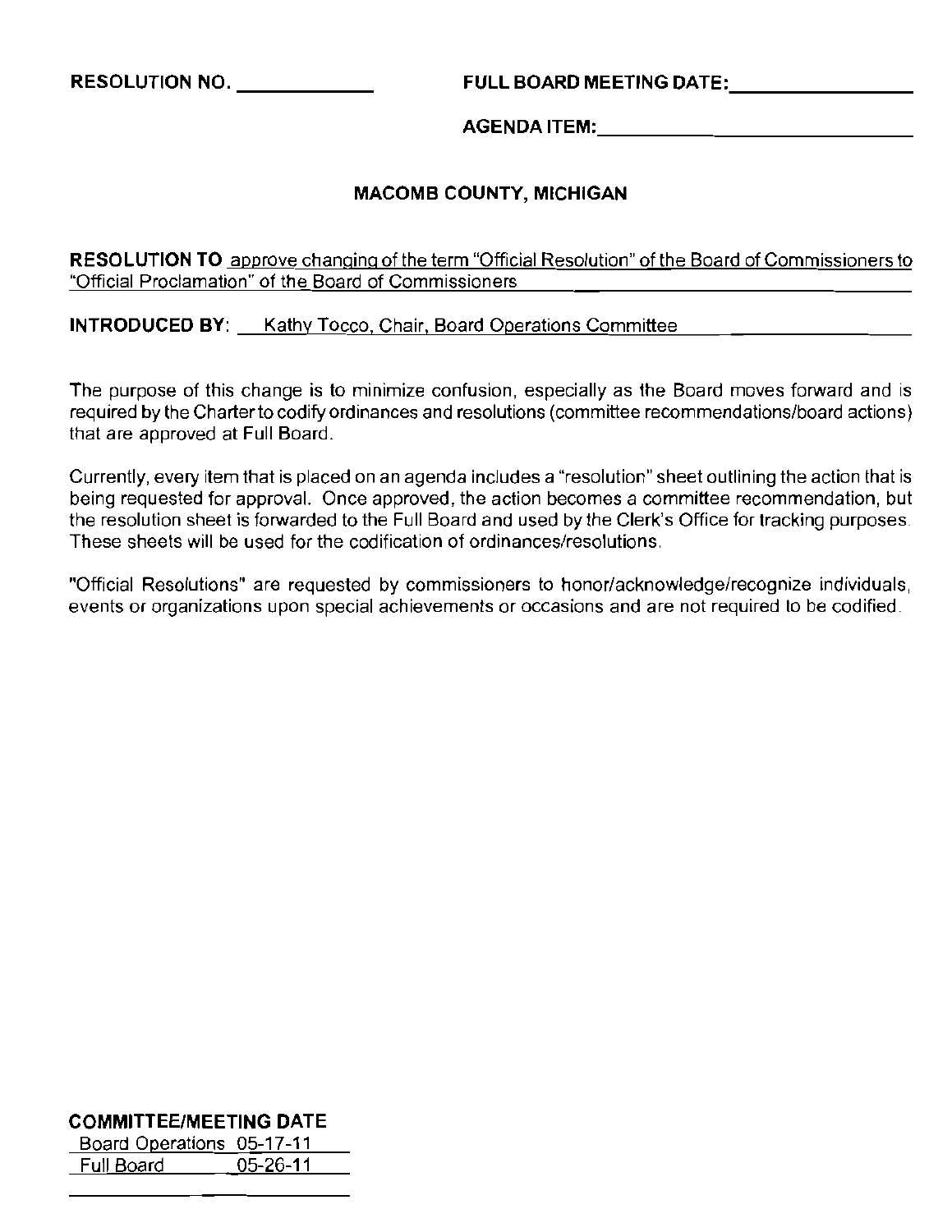**RESOLUTION NO.** ____________ **FULL BOARD MEETING DATE:** ________________

**AGENDA ITEM:** ______________________________

## MACOMB COUNTY, MICHIGAN

**RESOLUTION TO** approve changing of the term "Official Resolution" of the Board of Commissioners to "Official Proclamation" of the Board of Commissioners

**INTRODUCED BY:** Kathy Tocco, Chair, Board Operations Committee

The purpose of this change is to minimize confusion, especially as the Board moves forward and is required by the Charter to codify ordinances and resolutions (committee recommendations/board actions) that are approved at Full Board.

Currently, every item that is placed on an agenda includes a "resolution" sheet outlining the action that is being requested for approval. Once approved, the action becomes a committee recommendation, but the resolution sheet is forwarded to the Full Board and used by the Clerk's Office for tracking purposes. These sheets will be used for the codification of ordinances/resolutions.

"Official Resolutions" are requested by commissioners to honor/acknowledge/recognize individuals, events or organizations upon special achievements or occasions and are not required to be codified.

**COMMITTEE/MEETING DATE**

Board Operations 05-17-11

Full Board 05-26-11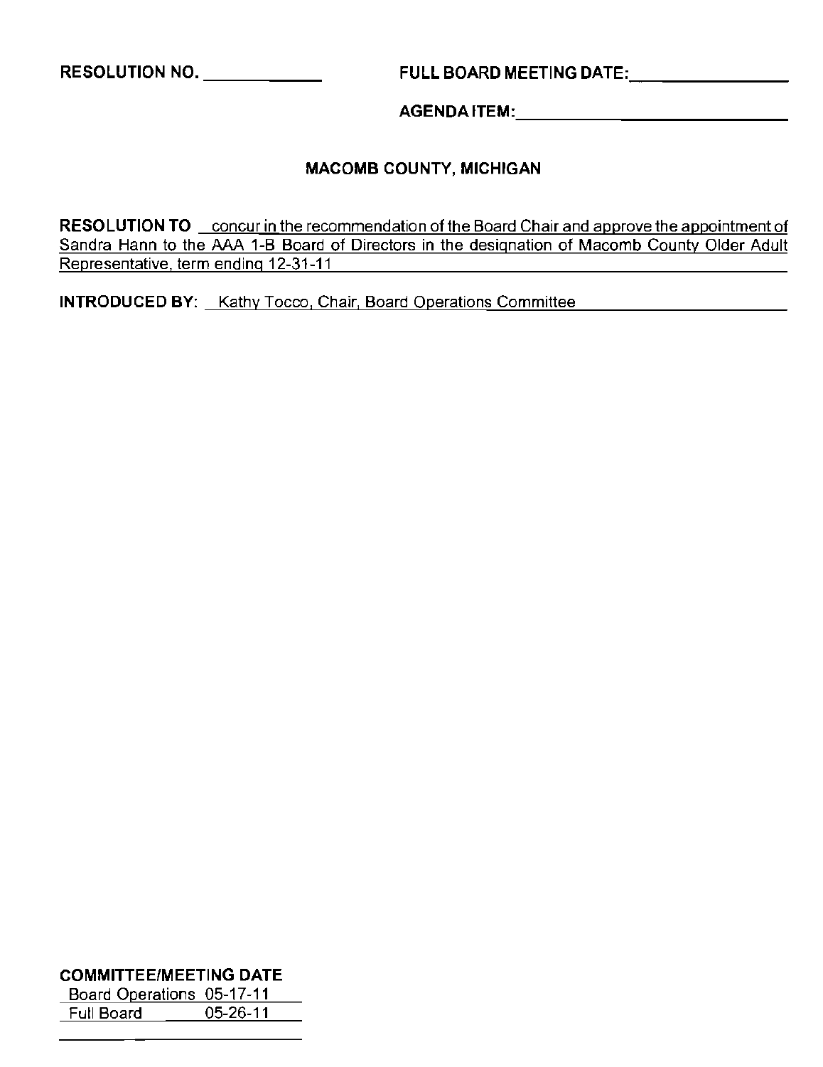**RESOLUTION NO.** ____________ **FULL BOARD MEETING DATE:** ____________

**AGENDA ITEM:** ____________

**MACOMB COUNTY, MICHIGAN**

**RESOLUTION TO** concur in the recommendation of the Board Chair and approve the appointment of Sandra Hann to the AAA 1-B Board of Directors in the designation of Macomb County Older Adult Representative, term ending 12-31-11

**INTRODUCED BY:** Kathy Tocco, Chair, Board Operations Committee

**COMMITTEE/MEETING DATE**

| | |
|---|---|
| Board Operations | 05-17-11 |
| Full Board | 05-26-11 |